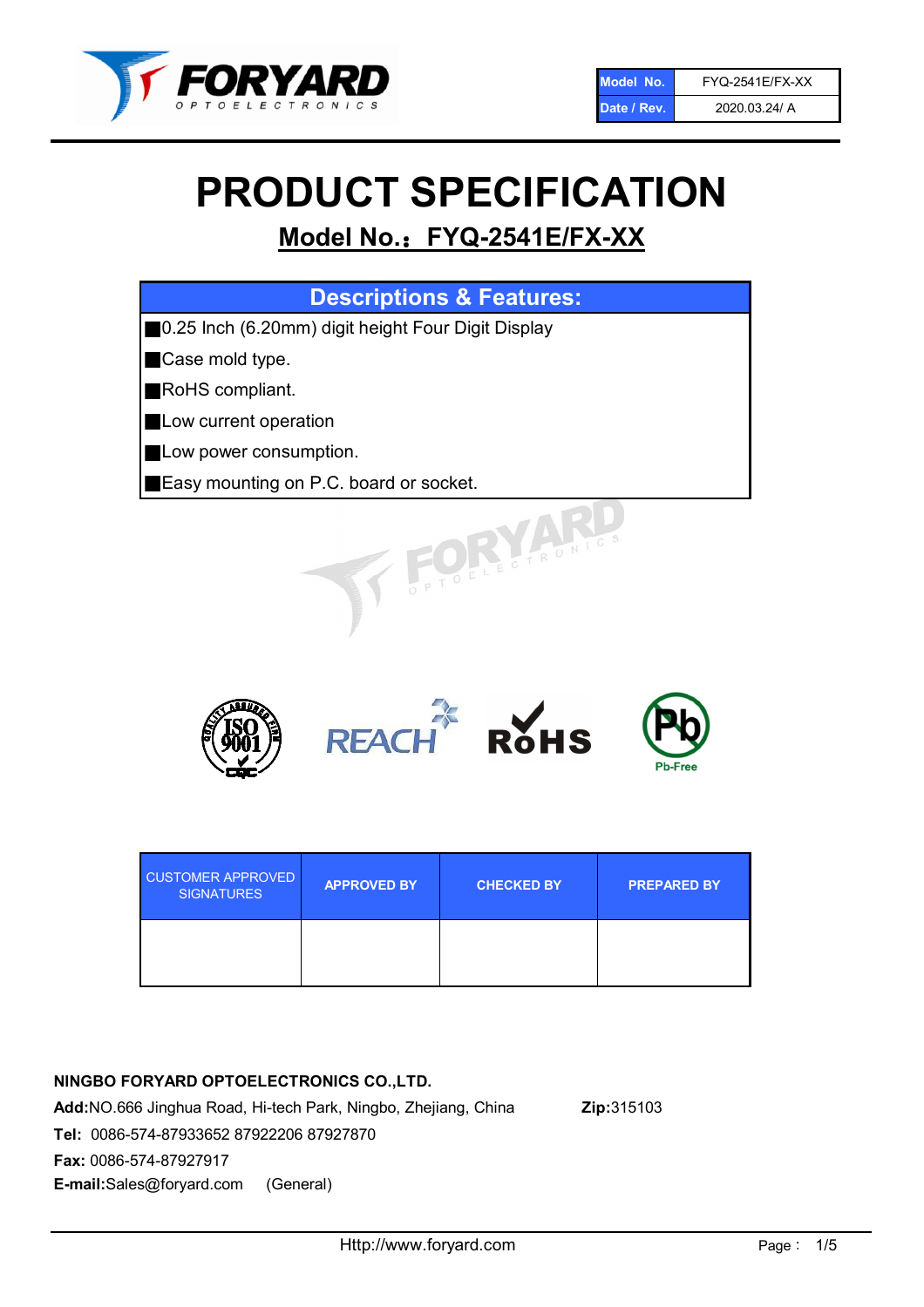| Model No. | FYQ-2541E/FX-XX |
| --- | --- |
| Date / Rev. | 2020.03.24/ A |

# PRODUCT SPECIFICATION

## Model No.：FYQ-2541E/FX-XX

### Descriptions & Features:

- 0.25 Inch (6.20mm) digit height Four Digit Display
- Case mold type.
- RoHS compliant.
- Low current operation
- Low power consumption.
- Easy mounting on P.C. board or socket.

| CUSTOMER APPROVED SIGNATURES | APPROVED BY | CHECKED BY | PREPARED BY |
| --- | --- | --- | --- |
| | | | |

**NINGBO FORYARD OPTOELECTRONICS CO.,LTD.**

**Add:**NO.666 Jinghua Road, Hi-tech Park, Ningbo, Zhejiang, China **Zip:**315103

**Tel:** 0086-574-87933652 87922206 87927870

**Fax:** 0086-574-87927917

**E-mail:**Sales@foryard.com (General)

Http://www.foryard.com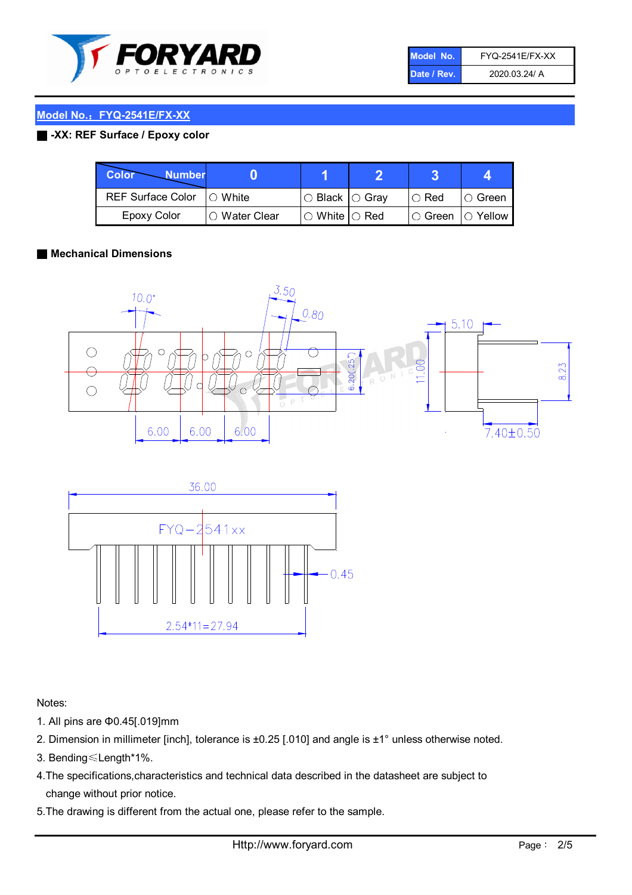| Model No. | FYQ-2541E/FX-XX |
| --- | --- |
| Date / Rev. | 2020.03.24/ A |

## Model No.：FYQ-2541E/FX-XX

**-XX: REF Surface / Epoxy color**

| Color \ Number | 0 | 1 | 2 | 3 | 4 |
| --- | --- | --- | --- | --- | --- |
| REF Surface Color | ○ White | ○ Black | ○ Gray | ○ Red | ○ Green |
| Epoxy Color | ○ Water Clear | ○ White | ○ Red | ○ Green | ○ Yellow |

**Mechanical Dimensions**

Notes:

1. All pins are Φ0.45[.019]mm
2. Dimension in millimeter [inch], tolerance is ±0.25 [.010] and angle is ±1° unless otherwise noted.
3. Bending≤Length*1%.
4. The specifications,characteristics and technical data described in the datasheet are subject to change without prior notice.
5. The drawing is different from the actual one, please refer to the sample.

Http://www.foryard.com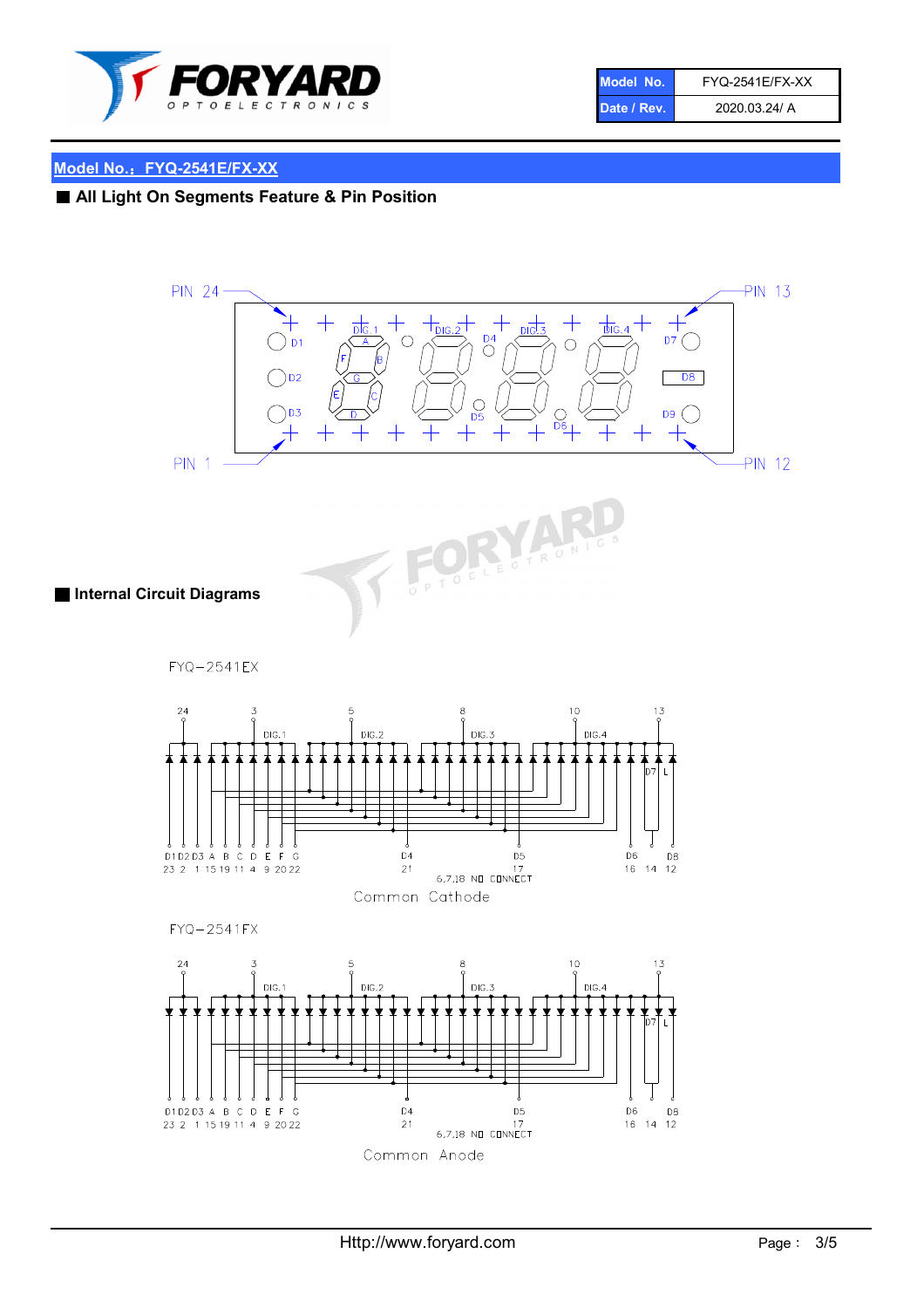| Model No. | FYQ-2541E/FX-XX |
| --- | --- |
| Date / Rev. | 2020.03.24/ A |

## Model No.：FYQ-2541E/FX-XX

### ■ All Light On Segments Feature & Pin Position

PIN 24

PIN 13

PIN 1

PIN 12

DIG.1 DIG.2 DIG.3 DIG.4

D1 D2 D3 D4 D5 D6 D7 D8 D9

A B C D E F G

### ■ Internal Circuit Diagrams

FYQ−2541EX

24 3 5 8 10 13

DIG.1 DIG.2 DIG.3 DIG.4

D7 L

D1 D2 D3 A B C D E F G D4 D5 D6 D8

23 2 1 15 19 11 4 9 20 22 21 17 16 14 12

6,7,18 NO CONNECT

Common Cathode

FYQ−2541FX

24 3 5 8 10 13

DIG.1 DIG.2 DIG.3 DIG.4

D7 L

D1 D2 D3 A B C D E F G D4 D5 D6 D8

23 2 1 15 19 11 4 9 20 22 21 17 16 14 12

6,7,18 NO CONNECT

Common Anode

Http://www.foryard.com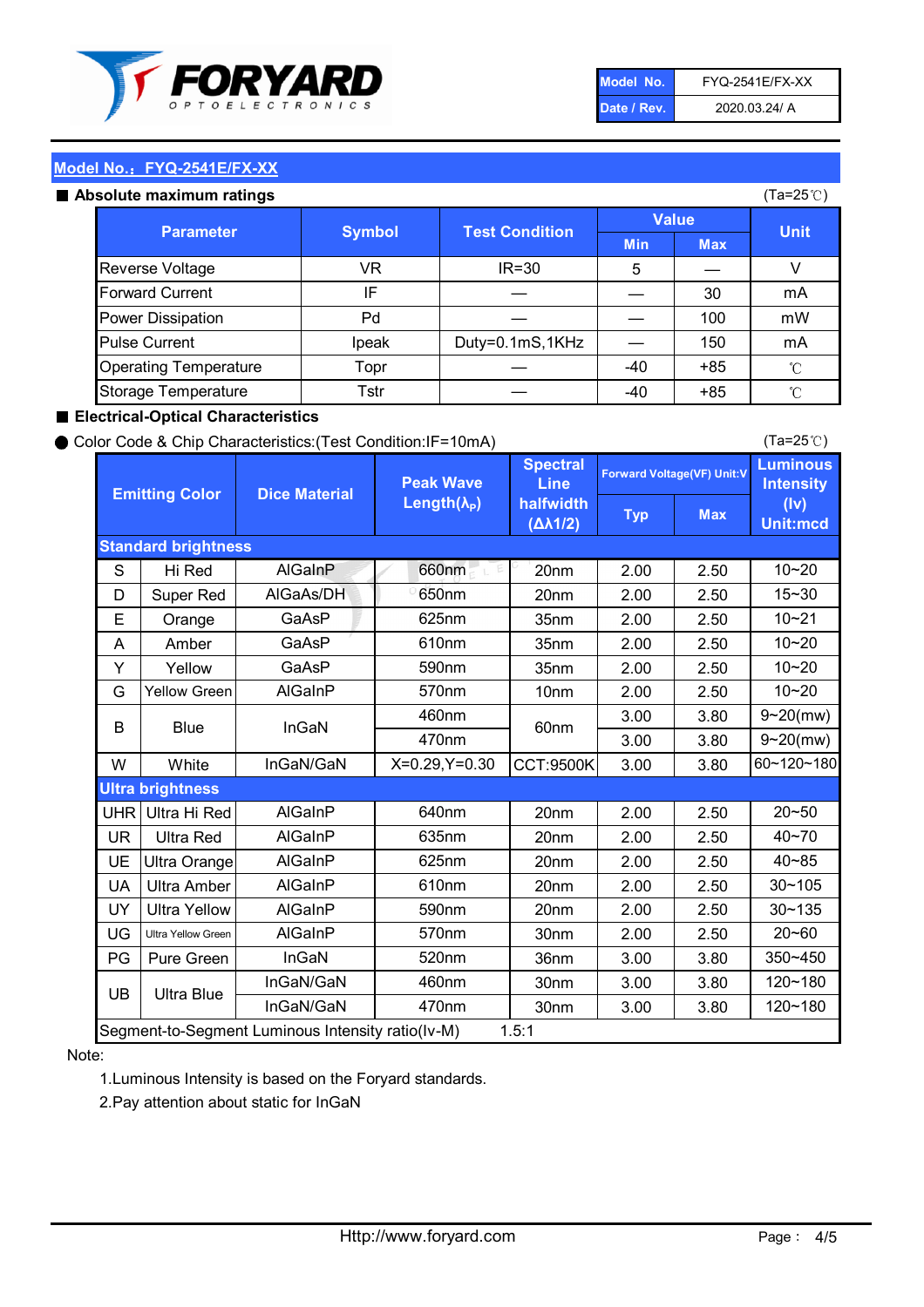| Model No. | FYQ-2541E/FX-XX |
|---|---|
| Date / Rev. | 2020.03.24/ A |

## Model No.：FYQ-2541E/FX-XX

### ■ Absolute maximum ratings

(Ta=25℃)

| Parameter | Symbol | Test Condition | Value | | Unit |
|---|---|---|---|---|---|
| | | | Min | Max | |
| Reverse Voltage | VR | IR=30 | 5 | — | V |
| Forward Current | IF | — | — | 30 | mA |
| Power Dissipation | Pd | — | — | 100 | mW |
| Pulse Current | Ipeak | Duty=0.1mS,1KHz | — | 150 | mA |
| Operating Temperature | Topr | — | -40 | +85 | ℃ |
| Storage Temperature | Tstr | — | -40 | +85 | ℃ |

### ■ Electrical-Optical Characteristics

● Color Code & Chip Characteristics:(Test Condition:IF=10mA)

(Ta=25℃)

| Emitting Color | | Dice Material | Peak Wave Length($\lambda_P$) | Spectral Line halfwidth ($\Delta\lambda1/2$) | Forward Voltage(VF) Unit:V | | Luminous Intensity (Iv) Unit:mcd |
|---|---|---|---|---|---|---|---|
| | | | | | Typ | Max | |
| **Standard brightness** | | | | | | | |
| S | Hi Red | AlGaInP | 660nm | 20nm | 2.00 | 2.50 | 10~20 |
| D | Super Red | AlGaAs/DH | 650nm | 20nm | 2.00 | 2.50 | 15~30 |
| E | Orange | GaAsP | 625nm | 35nm | 2.00 | 2.50 | 10~21 |
| A | Amber | GaAsP | 610nm | 35nm | 2.00 | 2.50 | 10~20 |
| Y | Yellow | GaAsP | 590nm | 35nm | 2.00 | 2.50 | 10~20 |
| G | Yellow Green | AlGaInP | 570nm | 10nm | 2.00 | 2.50 | 10~20 |
| B | Blue | InGaN | 460nm | 60nm | 3.00 | 3.80 | 9~20(mw) |
| | | | 470nm | | 3.00 | 3.80 | 9~20(mw) |
| W | White | InGaN/GaN | X=0.29,Y=0.30 | CCT:9500K | 3.00 | 3.80 | 60~120~180 |
| **Ultra brightness** | | | | | | | |
| UHR | Ultra Hi Red | AlGaInP | 640nm | 20nm | 2.00 | 2.50 | 20~50 |
| UR | Ultra Red | AlGaInP | 635nm | 20nm | 2.00 | 2.50 | 40~70 |
| UE | Ultra Orange | AlGaInP | 625nm | 20nm | 2.00 | 2.50 | 40~85 |
| UA | Ultra Amber | AlGaInP | 610nm | 20nm | 2.00 | 2.50 | 30~105 |
| UY | Ultra Yellow | AlGaInP | 590nm | 20nm | 2.00 | 2.50 | 30~135 |
| UG | Ultra Yellow Green | AlGaInP | 570nm | 30nm | 2.00 | 2.50 | 20~60 |
| PG | Pure Green | InGaN | 520nm | 36nm | 3.00 | 3.80 | 350~450 |
| UB | Ultra Blue | InGaN/GaN | 460nm | 30nm | 3.00 | 3.80 | 120~180 |
| | | InGaN/GaN | 470nm | 30nm | 3.00 | 3.80 | 120~180 |
| Segment-to-Segment Luminous Intensity ratio(Iv-M) | | | 1.5:1 | | | | |

Note:

1.Luminous Intensity is based on the Foryard standards.

2.Pay attention about static for InGaN

Http://www.foryard.com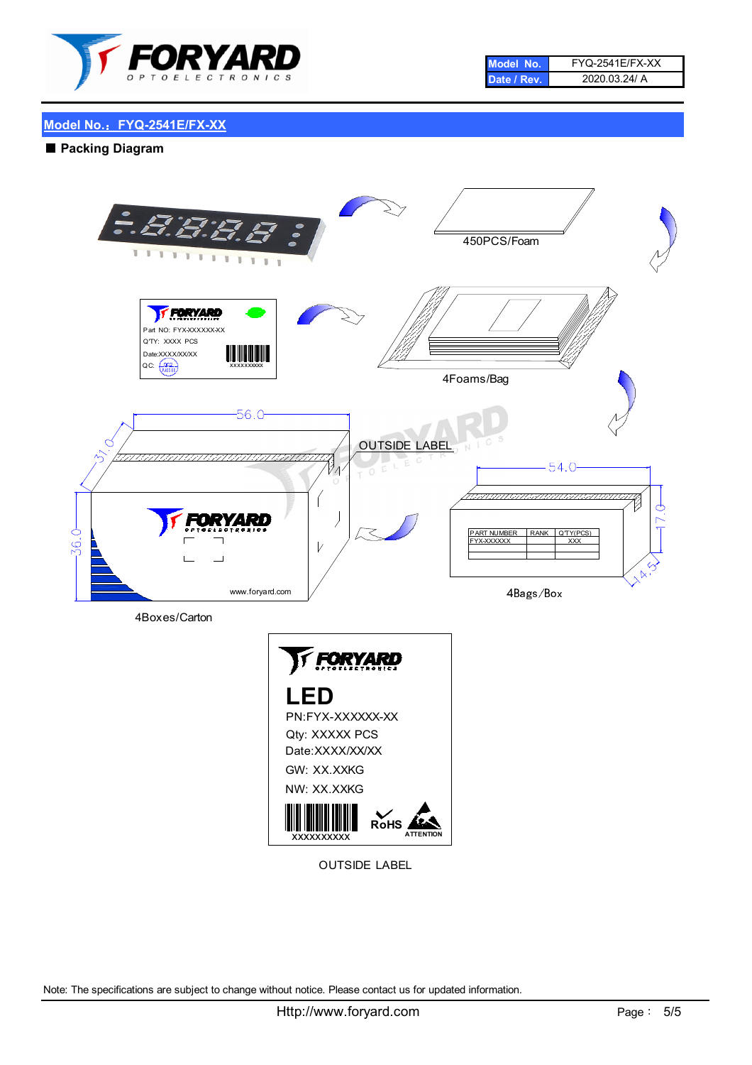| Model No. | FYQ-2541E/FX-XX |
| --- | --- |
| Date / Rev. | 2020.03.24/ A |

## Model No.：FYQ-2541E/FX-XX

■ Packing Diagram

450PCS/Foam

Part NO: FYX-XXXXXXX-XX
Q'TY: XXXX PCS
Date:XXXX/XX/XX
QC:
XXXXXXXXXX

4Foams/Bag

56.0
31.0
36.0

OUTSIDE LABEL

www.foryard.com

4Boxes/Carton

54.0
17.0
14.5

| PART NUMBER | RANK | Q'TY(PCS) |
| --- | --- | --- |
| FYX-XXXXXX | | XXX |
| | | |
| | | |

4Bags/Box

LED
PN:FYX-XXXXXX-XX
Qty: XXXXX PCS
Date:XXXX/XX/XX
GW: XX.XXKG
NW: XX.XXKG
XXXXXXXXXX
RoHS
ATTENTION

OUTSIDE LABEL

Note: The specifications are subject to change without notice. Please contact us for updated information.

Http://www.foryard.com